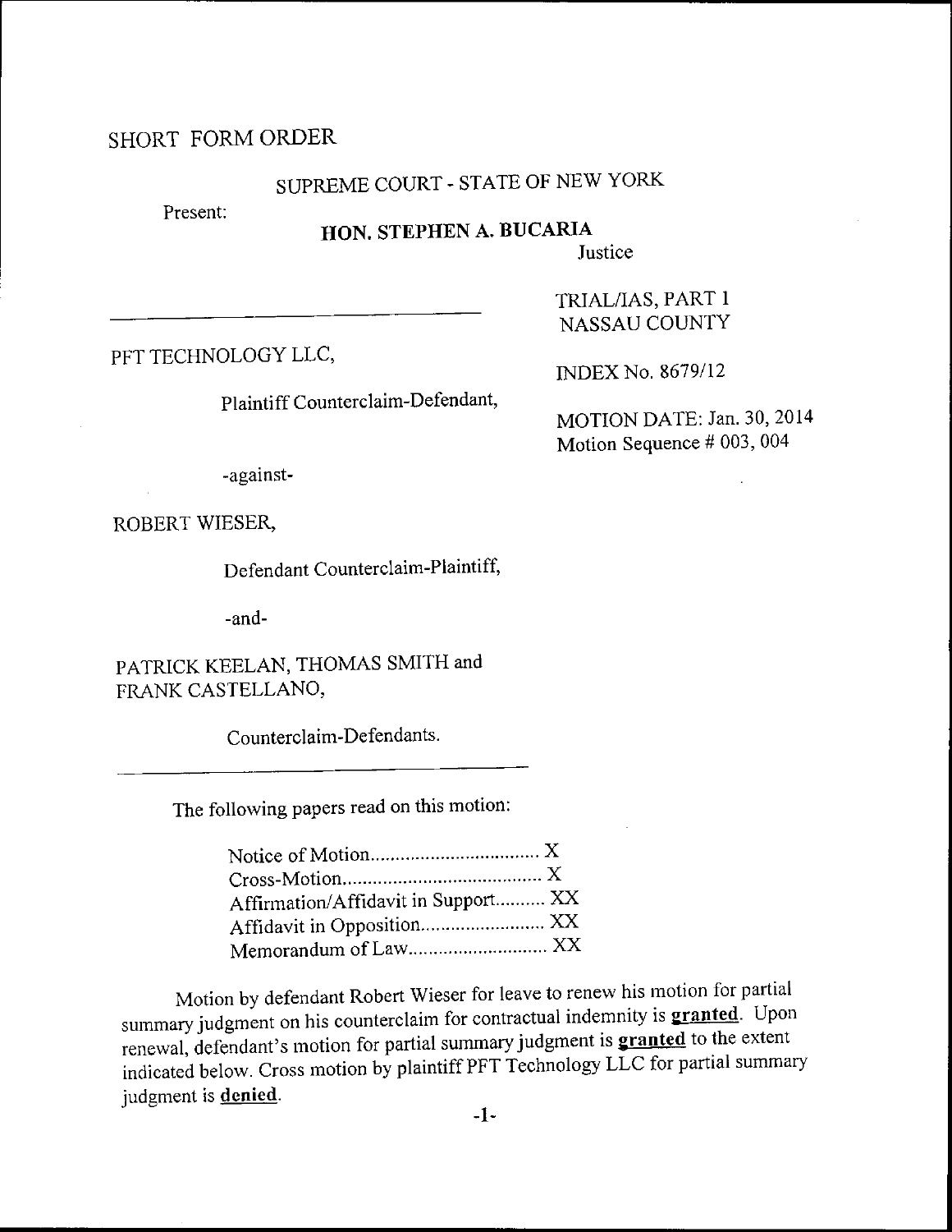SHORT FORM ORDER

SUPREME COURT - STATE OF NEW YORK

Present:

**HON. STEPHEN A. BUCARIA**
Justice

TRIAL/IAS, PART 1
NASSAU COUNTY

PFT TECHNOLOGY LLC,

Plaintiff Counterclaim-Defendant,

INDEX No. 8679/12

MOTION DATE: Jan. 30, 2014
Motion Sequence # 003, 004

-against-

ROBERT WIESER,

Defendant Counterclaim-Plaintiff,

-and-

PATRICK KEELAN, THOMAS SMITH and FRANK CASTELLANO,

Counterclaim-Defendants.

The following papers read on this motion:

Notice of Motion.................................. X
Cross-Motion........................................ X
Affirmation/Affidavit in Support.......... XX
Affidavit in Opposition......................... XX
Memorandum of Law............................ XX

Motion by defendant Robert Wieser for leave to renew his motion for partial summary judgment on his counterclaim for contractual indemnity is **granted**. Upon renewal, defendant's motion for partial summary judgment is **granted** to the extent indicated below. Cross motion by plaintiff PFT Technology LLC for partial summary judgment is **denied**.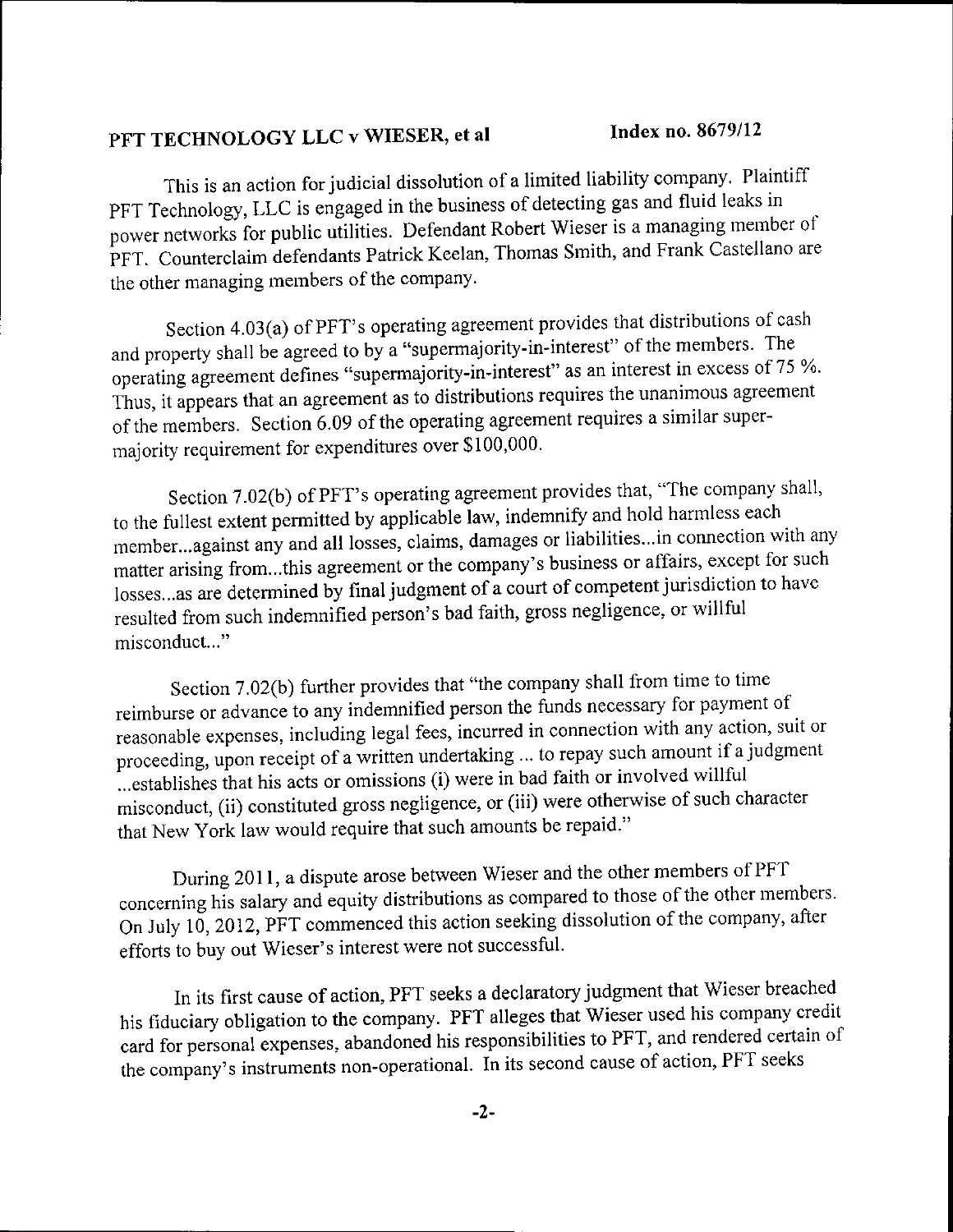**PFT TECHNOLOGY LLC v WIESER, et al** **Index no. 8679/12**

This is an action for judicial dissolution of a limited liability company. Plaintiff PFT Technology, LLC is engaged in the business of detecting gas and fluid leaks in power networks for public utilities. Defendant Robert Wieser is a managing member of PFT. Counterclaim defendants Patrick Keelan, Thomas Smith, and Frank Castellano are the other managing members of the company.

Section 4.03(a) of PFT's operating agreement provides that distributions of cash and property shall be agreed to by a "supermajority-in-interest" of the members. The operating agreement defines "supermajority-in-interest" as an interest in excess of 75 %. Thus, it appears that an agreement as to distributions requires the unanimous agreement of the members. Section 6.09 of the operating agreement requires a similar super-majority requirement for expenditures over $100,000.

Section 7.02(b) of PFT's operating agreement provides that, "The company shall, to the fullest extent permitted by applicable law, indemnify and hold harmless each member...against any and all losses, claims, damages or liabilities...in connection with any matter arising from...this agreement or the company's business or affairs, except for such losses...as are determined by final judgment of a court of competent jurisdiction to have resulted from such indemnified person's bad faith, gross negligence, or willful misconduct..."

Section 7.02(b) further provides that "the company shall from time to time reimburse or advance to any indemnified person the funds necessary for payment of reasonable expenses, including legal fees, incurred in connection with any action, suit or proceeding, upon receipt of a written undertaking ... to repay such amount if a judgment ...establishes that his acts or omissions (i) were in bad faith or involved willful misconduct, (ii) constituted gross negligence, or (iii) were otherwise of such character that New York law would require that such amounts be repaid."

During 2011, a dispute arose between Wieser and the other members of PFT concerning his salary and equity distributions as compared to those of the other members. On July 10, 2012, PFT commenced this action seeking dissolution of the company, after efforts to buy out Wieser's interest were not successful.

In its first cause of action, PFT seeks a declaratory judgment that Wieser breached his fiduciary obligation to the company. PFT alleges that Wieser used his company credit card for personal expenses, abandoned his responsibilities to PFT, and rendered certain of the company's instruments non-operational. In its second cause of action, PFT seeks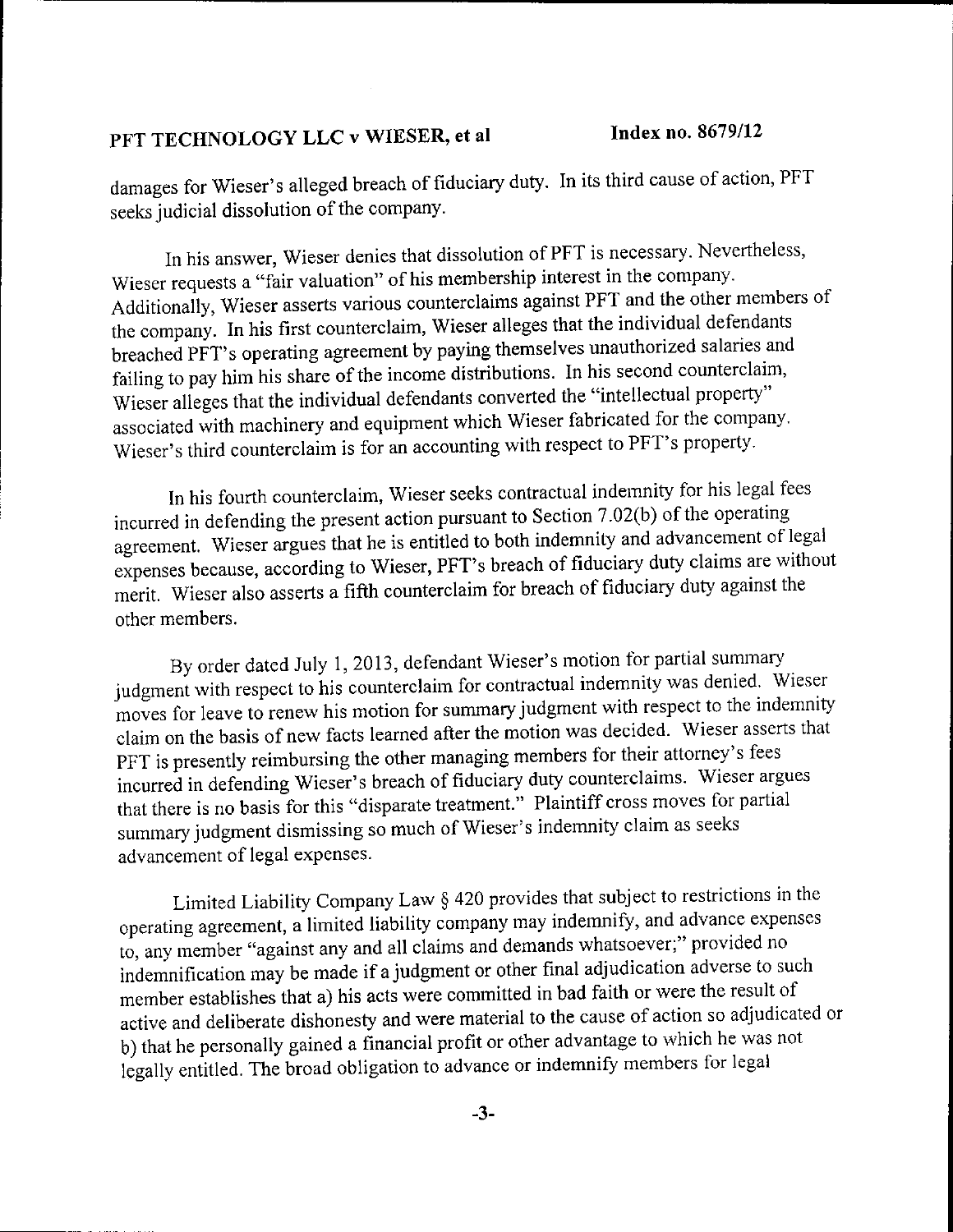damages for Wieser's alleged breach of fiduciary duty. In its third cause of action, PFT seeks judicial dissolution of the company.

In his answer, Wieser denies that dissolution of PFT is necessary. Nevertheless, Wieser requests a "fair valuation" of his membership interest in the company. Additionally, Wieser asserts various counterclaims against PFT and the other members of the company. In his first counterclaim, Wieser alleges that the individual defendants breached PFT's operating agreement by paying themselves unauthorized salaries and failing to pay him his share of the income distributions. In his second counterclaim, Wieser alleges that the individual defendants converted the "intellectual property" associated with machinery and equipment which Wieser fabricated for the company. Wieser's third counterclaim is for an accounting with respect to PFT's property.

In his fourth counterclaim, Wieser seeks contractual indemnity for his legal fees incurred in defending the present action pursuant to Section 7.02(b) of the operating agreement. Wieser argues that he is entitled to both indemnity and advancement of legal expenses because, according to Wieser, PFT's breach of fiduciary duty claims are without merit. Wieser also asserts a fifth counterclaim for breach of fiduciary duty against the other members.

By order dated July 1, 2013, defendant Wieser's motion for partial summary judgment with respect to his counterclaim for contractual indemnity was denied. Wieser moves for leave to renew his motion for summary judgment with respect to the indemnity claim on the basis of new facts learned after the motion was decided. Wieser asserts that PFT is presently reimbursing the other managing members for their attorney's fees incurred in defending Wieser's breach of fiduciary duty counterclaims. Wieser argues that there is no basis for this "disparate treatment." Plaintiff cross moves for partial summary judgment dismissing so much of Wieser's indemnity claim as seeks advancement of legal expenses.

Limited Liability Company Law § 420 provides that subject to restrictions in the operating agreement, a limited liability company may indemnify, and advance expenses to, any member "against any and all claims and demands whatsoever;" provided no indemnification may be made if a judgment or other final adjudication adverse to such member establishes that a) his acts were committed in bad faith or were the result of active and deliberate dishonesty and were material to the cause of action so adjudicated or b) that he personally gained a financial profit or other advantage to which he was not legally entitled. The broad obligation to advance or indemnify members for legal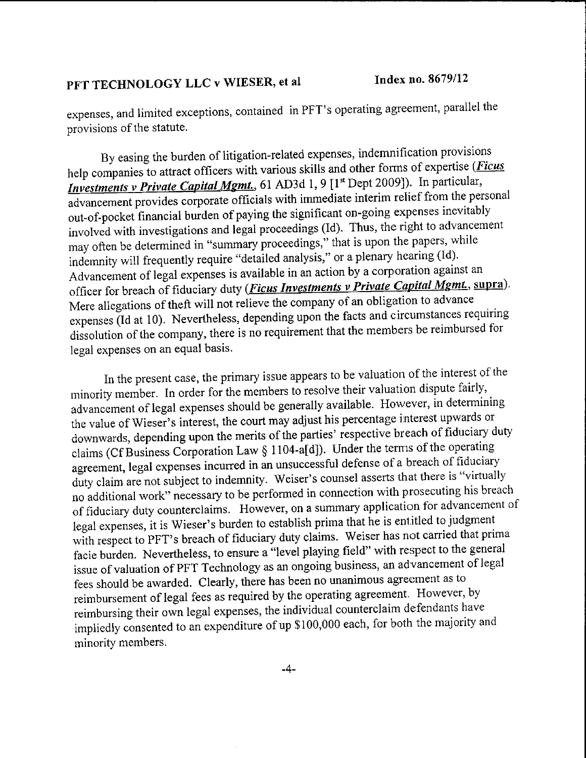expenses, and limited exceptions, contained in PFT's operating agreement, parallel the provisions of the statute.

By easing the burden of litigation-related expenses, indemnification provisions help companies to attract officers with various skills and other forms of expertise (***Ficus Investments v Private Capital Mgmt.***, 61 AD3d 1, 9 [1st Dept 2009]). In particular, advancement provides corporate officials with immediate interim relief from the personal out-of-pocket financial burden of paying the significant on-going expenses inevitably involved with investigations and legal proceedings (Id). Thus, the right to advancement may often be determined in "summary proceedings," that is upon the papers, while indemnity will frequently require "detailed analysis," or a plenary hearing (Id). Advancement of legal expenses is available in an action by a corporation against an officer for breach of fiduciary duty (***Ficus Investments v Private Capital Mgmt.***, **supra**). Mere allegations of theft will not relieve the company of an obligation to advance expenses (Id at 10). Nevertheless, depending upon the facts and circumstances requiring dissolution of the company, there is no requirement that the members be reimbursed for legal expenses on an equal basis.

In the present case, the primary issue appears to be valuation of the interest of the minority member. In order for the members to resolve their valuation dispute fairly, advancement of legal expenses should be generally available. However, in determining the value of Wieser's interest, the court may adjust his percentage interest upwards or downwards, depending upon the merits of the parties' respective breach of fiduciary duty claims (Cf Business Corporation Law § 1104-a[d]). Under the terms of the operating agreement, legal expenses incurred in an unsuccessful defense of a breach of fiduciary duty claim are not subject to indemnity. Weiser's counsel asserts that there is "virtually no additional work" necessary to be performed in connection with prosecuting his breach of fiduciary duty counterclaims. However, on a summary application for advancement of legal expenses, it is Wieser's burden to establish prima that he is entitled to judgment with respect to PFT's breach of fiduciary duty claims. Weiser has not carried that prima facie burden. Nevertheless, to ensure a "level playing field" with respect to the general issue of valuation of PFT Technology as an ongoing business, an advancement of legal fees should be awarded. Clearly, there has been no unanimous agreement as to reimbursement of legal fees as required by the operating agreement. However, by reimbursing their own legal expenses, the individual counterclaim defendants have impliedly consented to an expenditure of up $100,000 each, for both the majority and minority members.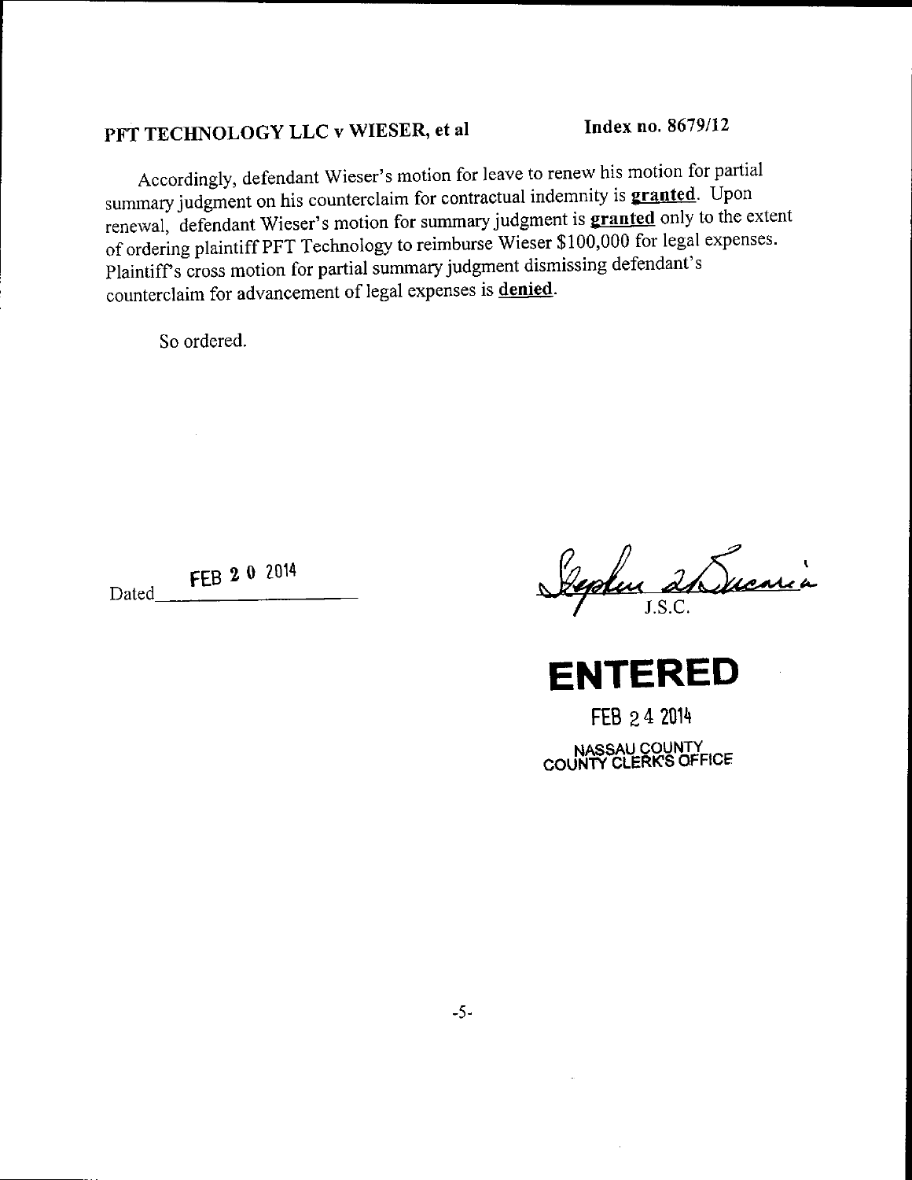**PFT TECHNOLOGY LLC v WIESER, et al** **Index no. 8679/12**

Accordingly, defendant Wieser's motion for leave to renew his motion for partial summary judgment on his counterclaim for contractual indemnity is **granted**. Upon renewal, defendant Wieser's motion for summary judgment is **granted** only to the extent of ordering plaintiff PFT Technology to reimburse Wieser $100,000 for legal expenses. Plaintiff's cross motion for partial summary judgment dismissing defendant's counterclaim for advancement of legal expenses is **denied**.

So ordered.

Dated FEB 20 2014

Stephen A. Bucaria
J.S.C.

**ENTERED**

FEB 24 2014

NASSAU COUNTY
COUNTY CLERK'S OFFICE